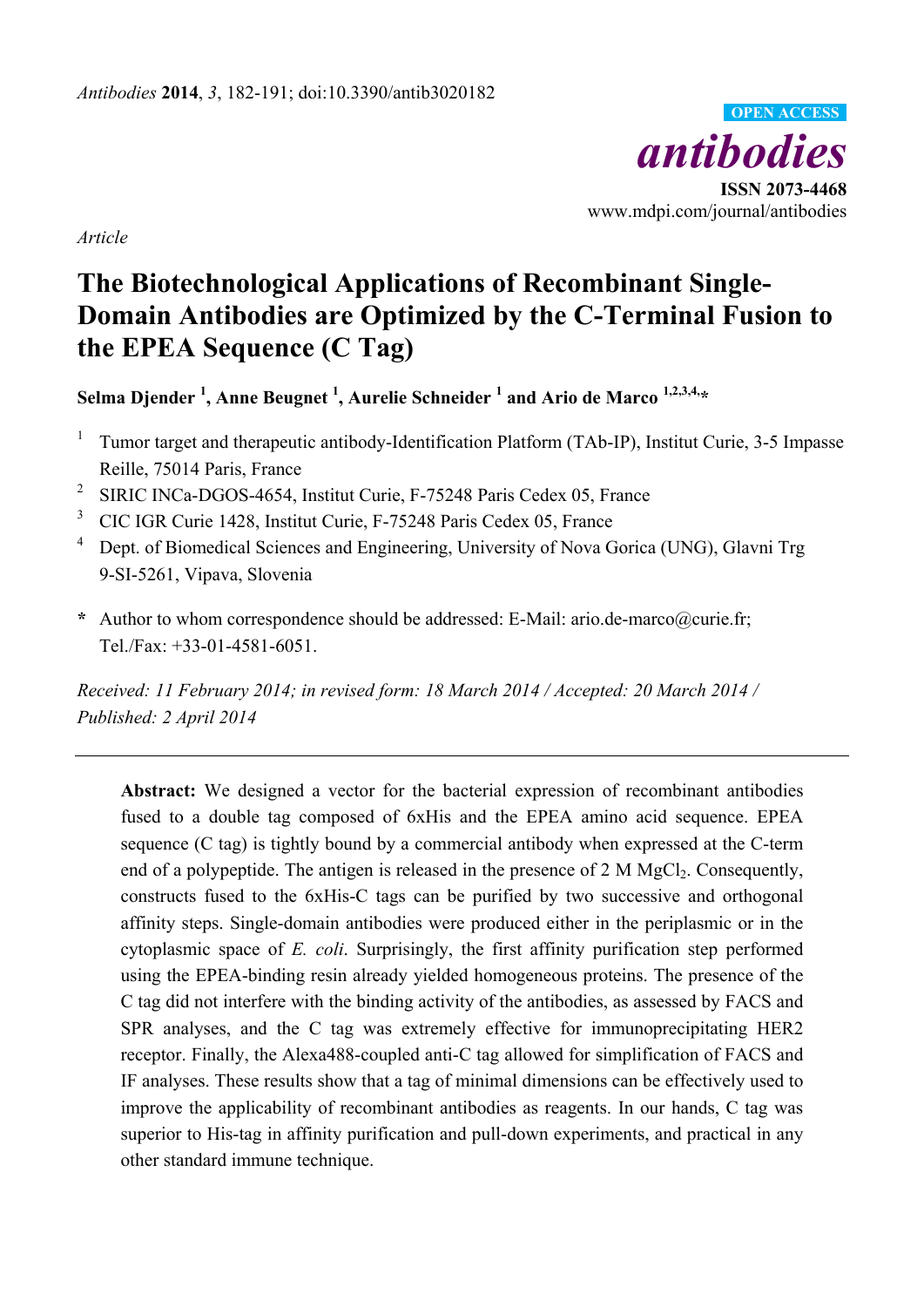*Article*

# The Biotechnological Applications of Recombinant Single-Domain Antibodies are Optimized by the C-Terminal Fusion to the EPEA Sequence (C Tag)

**Selma Djender [1], Anne Beugnet [1], Aurelie Schneider [1] and Ario de Marco [1,2,3,4,*]**

1. Tumor target and therapeutic antibody-Identification Platform (TAb-IP), Institut Curie, 3-5 Impasse Reille, 75014 Paris, France
2. SIRIC INCa-DGOS-4654, Institut Curie, F-75248 Paris Cedex 05, France
3. CIC IGR Curie 1428, Institut Curie, F-75248 Paris Cedex 05, France
4. Dept. of Biomedical Sciences and Engineering, University of Nova Gorica (UNG), Glavni Trg 9-SI-5261, Vipava, Slovenia

\* Author to whom correspondence should be addressed: E-Mail: ario.de-marco@curie.fr; Tel./Fax: +33-01-4581-6051.

*Received: 11 February 2014; in revised form: 18 March 2014 / Accepted: 20 March 2014 / Published: 2 April 2014*

---

**Abstract:** We designed a vector for the bacterial expression of recombinant antibodies fused to a double tag composed of 6xHis and the EPEA amino acid sequence. EPEA sequence (C tag) is tightly bound by a commercial antibody when expressed at the C-term end of a polypeptide. The antigen is released in the presence of 2 M $MgCl_2$. Consequently, constructs fused to the 6xHis-C tags can be purified by two successive and orthogonal affinity steps. Single-domain antibodies were produced either in the periplasmic or in the cytoplasmic space of *E. coli*. Surprisingly, the first affinity purification step performed using the EPEA-binding resin already yielded homogeneous proteins. The presence of the C tag did not interfere with the binding activity of the antibodies, as assessed by FACS and SPR analyses, and the C tag was extremely effective for immunoprecipitating HER2 receptor. Finally, the Alexa488-coupled anti-C tag allowed for simplification of FACS and IF analyses. These results show that a tag of minimal dimensions can be effectively used to improve the applicability of recombinant antibodies as reagents. In our hands, C tag was superior to His-tag in affinity purification and pull-down experiments, and practical in any other standard immune technique.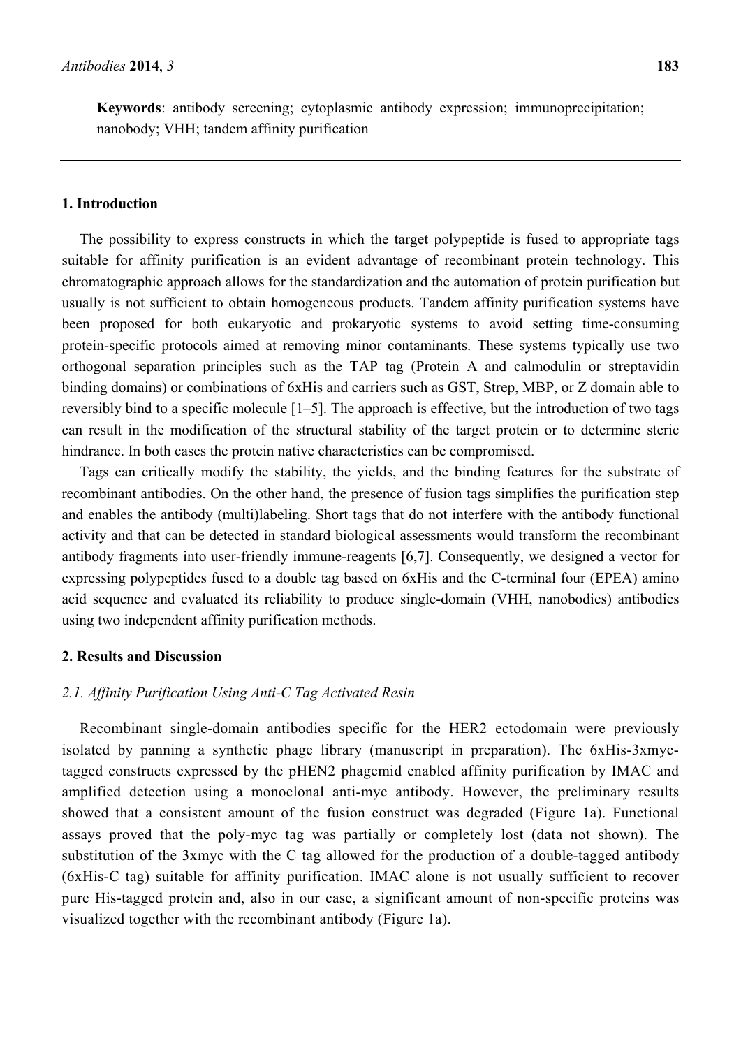**Keywords**: antibody screening; cytoplasmic antibody expression; immunoprecipitation; nanobody; VHH; tandem affinity purification

## 1. Introduction

The possibility to express constructs in which the target polypeptide is fused to appropriate tags suitable for affinity purification is an evident advantage of recombinant protein technology. This chromatographic approach allows for the standardization and the automation of protein purification but usually is not sufficient to obtain homogeneous products. Tandem affinity purification systems have been proposed for both eukaryotic and prokaryotic systems to avoid setting time-consuming protein-specific protocols aimed at removing minor contaminants. These systems typically use two orthogonal separation principles such as the TAP tag (Protein A and calmodulin or streptavidin binding domains) or combinations of 6xHis and carriers such as GST, Strep, MBP, or Z domain able to reversibly bind to a specific molecule [1–5]. The approach is effective, but the introduction of two tags can result in the modification of the structural stability of the target protein or to determine steric hindrance. In both cases the protein native characteristics can be compromised.

Tags can critically modify the stability, the yields, and the binding features for the substrate of recombinant antibodies. On the other hand, the presence of fusion tags simplifies the purification step and enables the antibody (multi)labeling. Short tags that do not interfere with the antibody functional activity and that can be detected in standard biological assessments would transform the recombinant antibody fragments into user-friendly immune-reagents [6,7]. Consequently, we designed a vector for expressing polypeptides fused to a double tag based on 6xHis and the C-terminal four (EPEA) amino acid sequence and evaluated its reliability to produce single-domain (VHH, nanobodies) antibodies using two independent affinity purification methods.

## 2. Results and Discussion

### *2.1. Affinity Purification Using Anti-C Tag Activated Resin*

Recombinant single-domain antibodies specific for the HER2 ectodomain were previously isolated by panning a synthetic phage library (manuscript in preparation). The 6xHis-3xmyc-tagged constructs expressed by the pHEN2 phagemid enabled affinity purification by IMAC and amplified detection using a monoclonal anti-myc antibody. However, the preliminary results showed that a consistent amount of the fusion construct was degraded (Figure 1a). Functional assays proved that the poly-myc tag was partially or completely lost (data not shown). The substitution of the 3xmyc with the C tag allowed for the production of a double-tagged antibody (6xHis-C tag) suitable for affinity purification. IMAC alone is not usually sufficient to recover pure His-tagged protein and, also in our case, a significant amount of non-specific proteins was visualized together with the recombinant antibody (Figure 1a).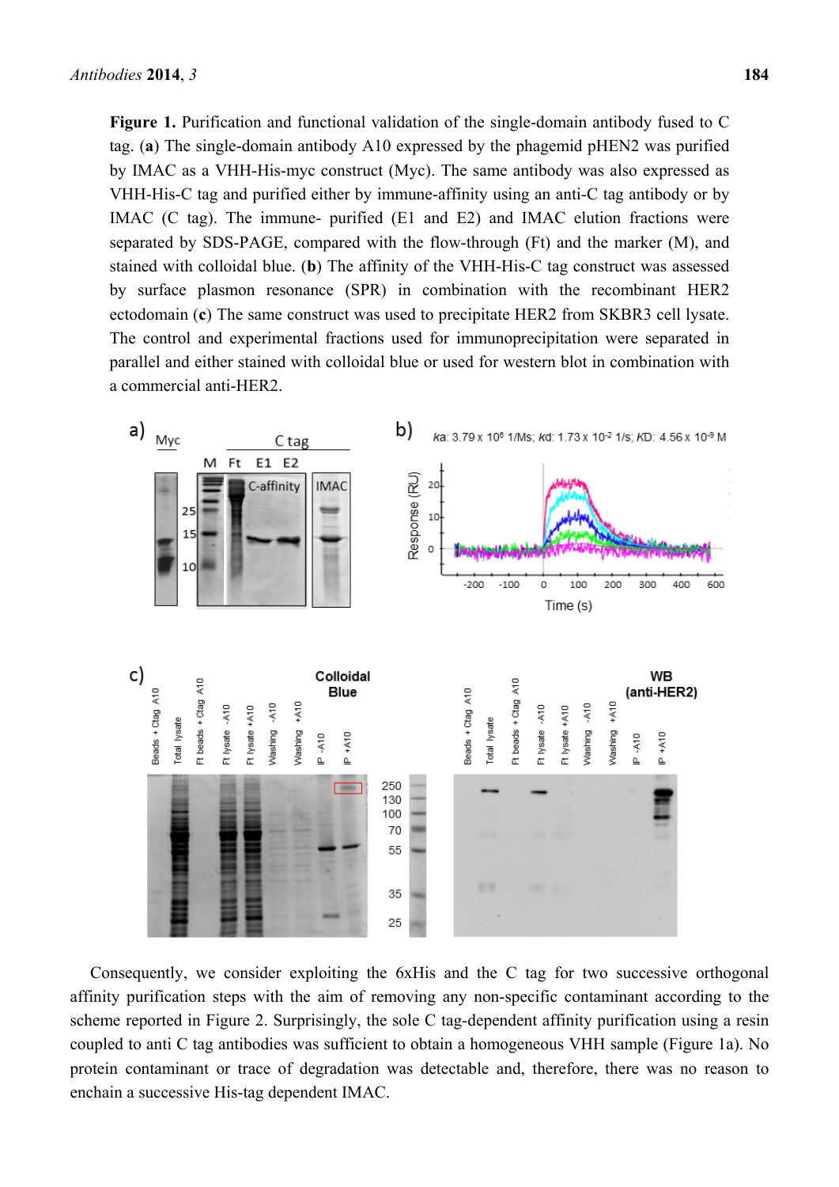**Figure 1.** Purification and functional validation of the single-domain antibody fused to C tag. (**a**) The single-domain antibody A10 expressed by the phagemid pHEN2 was purified by IMAC as a VHH-His-myc construct (Myc). The same antibody was also expressed as VHH-His-C tag and purified either by immune-affinity using an anti-C tag antibody or by IMAC (C tag). The immune- purified (E1 and E2) and IMAC elution fractions were separated by SDS-PAGE, compared with the flow-through (Ft) and the marker (M), and stained with colloidal blue. (**b**) The affinity of the VHH-His-C tag construct was assessed by surface plasmon resonance (SPR) in combination with the recombinant HER2 ectodomain (**c**) The same construct was used to precipitate HER2 from SKBR3 cell lysate. The control and experimental fractions used for immunoprecipitation were separated in parallel and either stained with colloidal blue or used for western blot in combination with a commercial anti-HER2.

Consequently, we consider exploiting the 6xHis and the C tag for two successive orthogonal affinity purification steps with the aim of removing any non-specific contaminant according to the scheme reported in Figure 2. Surprisingly, the sole C tag-dependent affinity purification using a resin coupled to anti C tag antibodies was sufficient to obtain a homogeneous VHH sample (Figure 1a). No protein contaminant or trace of degradation was detectable and, therefore, there was no reason to enchain a successive His-tag dependent IMAC.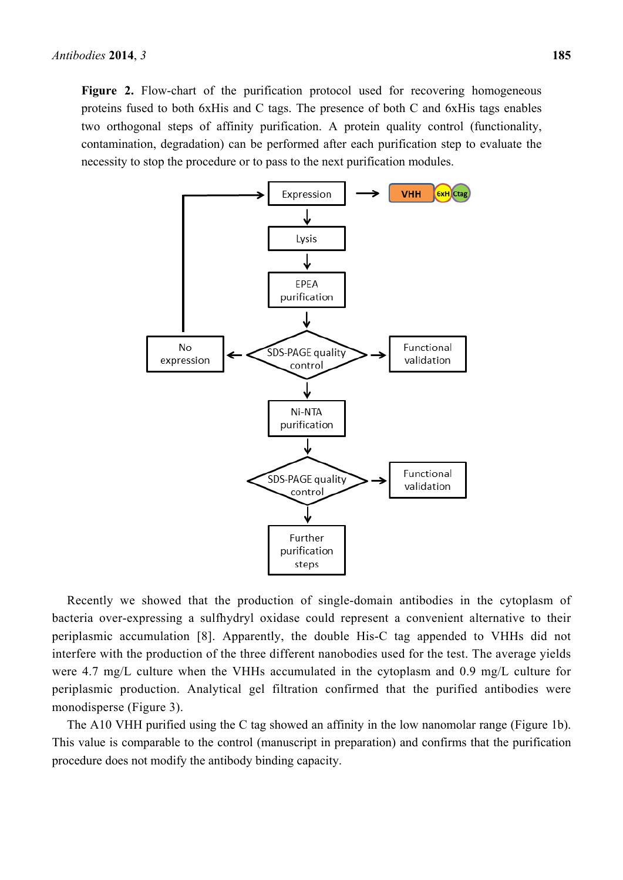**Figure 2.** Flow-chart of the purification protocol used for recovering homogeneous proteins fused to both 6xHis and C tags. The presence of both C and 6xHis tags enables two orthogonal steps of affinity purification. A protein quality control (functionality, contamination, degradation) can be performed after each purification step to evaluate the necessity to stop the procedure or to pass to the next purification modules.

Recently we showed that the production of single-domain antibodies in the cytoplasm of bacteria over-expressing a sulfhydryl oxidase could represent a convenient alternative to their periplasmic accumulation [8]. Apparently, the double His-C tag appended to VHHs did not interfere with the production of the three different nanobodies used for the test. The average yields were 4.7 mg/L culture when the VHHs accumulated in the cytoplasm and 0.9 mg/L culture for periplasmic production. Analytical gel filtration confirmed that the purified antibodies were monodisperse (Figure 3).

The A10 VHH purified using the C tag showed an affinity in the low nanomolar range (Figure 1b). This value is comparable to the control (manuscript in preparation) and confirms that the purification procedure does not modify the antibody binding capacity.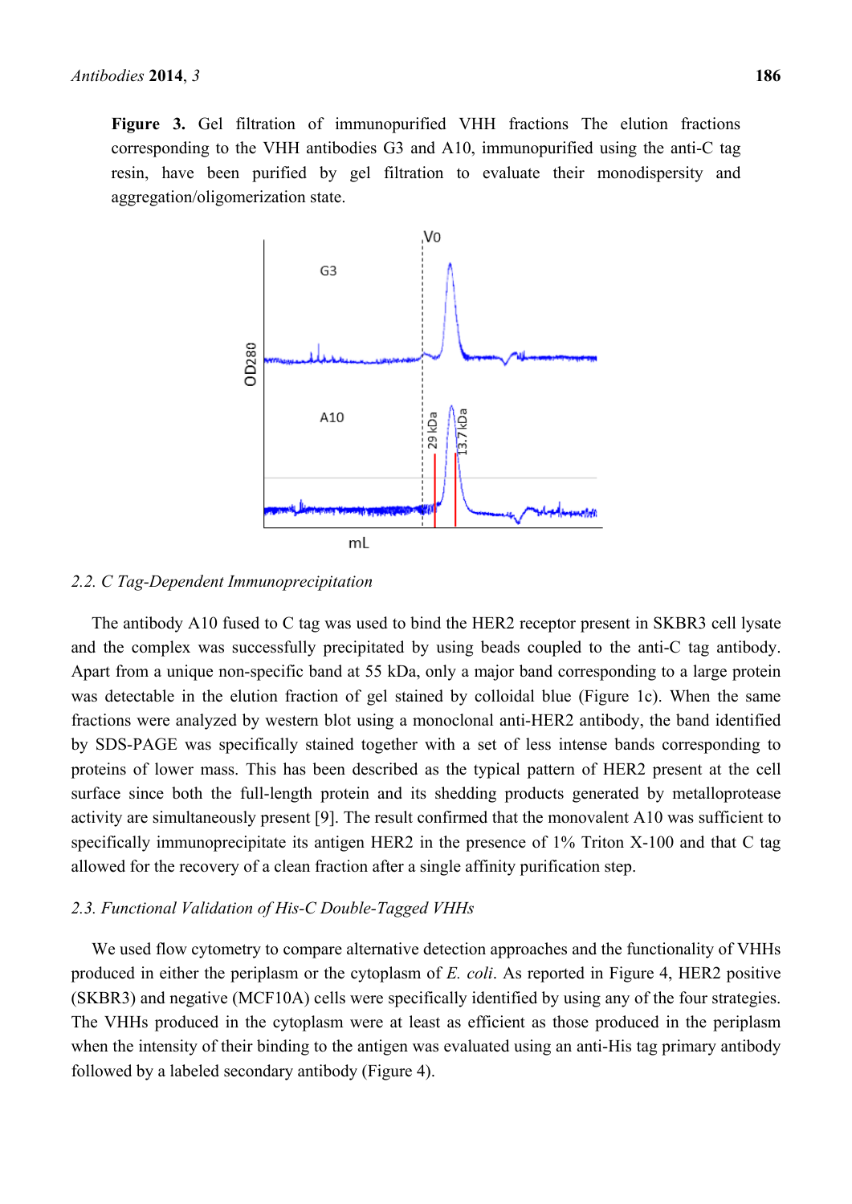**Figure 3.** Gel filtration of immunopurified VHH fractions The elution fractions corresponding to the VHH antibodies G3 and A10, immunopurified using the anti-C tag resin, have been purified by gel filtration to evaluate their monodispersity and aggregation/oligomerization state.

### 2.2. C Tag-Dependent Immunoprecipitation

The antibody A10 fused to C tag was used to bind the HER2 receptor present in SKBR3 cell lysate and the complex was successfully precipitated by using beads coupled to the anti-C tag antibody. Apart from a unique non-specific band at 55 kDa, only a major band corresponding to a large protein was detectable in the elution fraction of gel stained by colloidal blue (Figure 1c). When the same fractions were analyzed by western blot using a monoclonal anti-HER2 antibody, the band identified by SDS-PAGE was specifically stained together with a set of less intense bands corresponding to proteins of lower mass. This has been described as the typical pattern of HER2 present at the cell surface since both the full-length protein and its shedding products generated by metalloprotease activity are simultaneously present [9]. The result confirmed that the monovalent A10 was sufficient to specifically immunoprecipitate its antigen HER2 in the presence of 1% Triton X-100 and that C tag allowed for the recovery of a clean fraction after a single affinity purification step.

### 2.3. Functional Validation of His-C Double-Tagged VHHs

We used flow cytometry to compare alternative detection approaches and the functionality of VHHs produced in either the periplasm or the cytoplasm of *E. coli*. As reported in Figure 4, HER2 positive (SKBR3) and negative (MCF10A) cells were specifically identified by using any of the four strategies. The VHHs produced in the cytoplasm were at least as efficient as those produced in the periplasm when the intensity of their binding to the antigen was evaluated using an anti-His tag primary antibody followed by a labeled secondary antibody (Figure 4).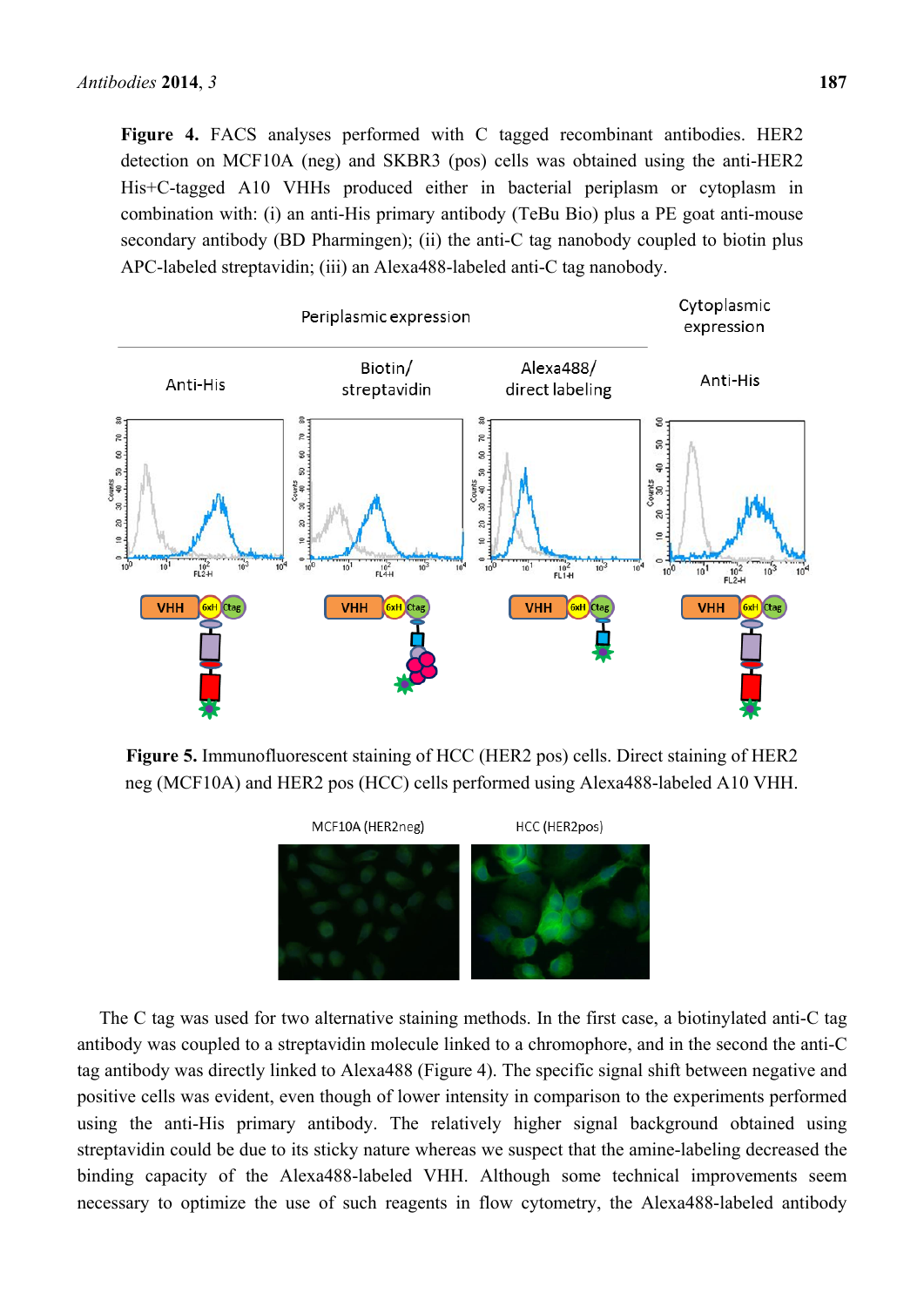**Figure 4.** FACS analyses performed with C tagged recombinant antibodies. HER2 detection on MCF10A (neg) and SKBR3 (pos) cells was obtained using the anti-HER2 His+C-tagged A10 VHHs produced either in bacterial periplasm or cytoplasm in combination with: (i) an anti-His primary antibody (TeBu Bio) plus a PE goat anti-mouse secondary antibody (BD Pharmingen); (ii) the anti-C tag nanobody coupled to biotin plus APC-labeled streptavidin; (iii) an Alexa488-labeled anti-C tag nanobody.

**Figure 5.** Immunofluorescent staining of HCC (HER2 pos) cells. Direct staining of HER2 neg (MCF10A) and HER2 pos (HCC) cells performed using Alexa488-labeled A10 VHH.

The C tag was used for two alternative staining methods. In the first case, a biotinylated anti-C tag antibody was coupled to a streptavidin molecule linked to a chromophore, and in the second the anti-C tag antibody was directly linked to Alexa488 (Figure 4). The specific signal shift between negative and positive cells was evident, even though of lower intensity in comparison to the experiments performed using the anti-His primary antibody. The relatively higher signal background obtained using streptavidin could be due to its sticky nature whereas we suspect that the amine-labeling decreased the binding capacity of the Alexa488-labeled VHH. Although some technical improvements seem necessary to optimize the use of such reagents in flow cytometry, the Alexa488-labeled antibody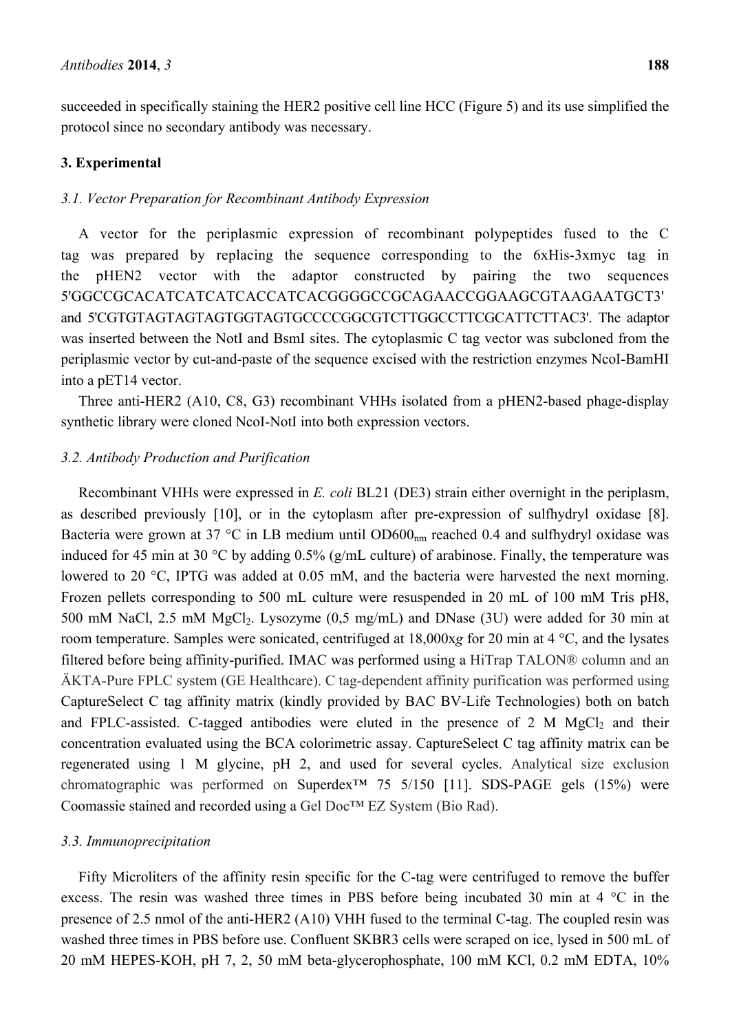succeeded in specifically staining the HER2 positive cell line HCC (Figure 5) and its use simplified the protocol since no secondary antibody was necessary.

## 3. Experimental

### 3.1. Vector Preparation for Recombinant Antibody Expression

A vector for the periplasmic expression of recombinant polypeptides fused to the C tag was prepared by replacing the sequence corresponding to the 6xHis-3xmyc tag in the pHEN2 vector with the adaptor constructed by pairing the two sequences 5'GGCCGCACATCATCATCACCATCACGGGGCCGCAGAACCGGAAGCGTAAGAATGCT3' and 5'CGTGTAGTAGTAGTGGTAGTGCCCCGGCGTCTTGGCCTTCGCATTCTTAC3'. The adaptor was inserted between the NotI and BsmI sites. The cytoplasmic C tag vector was subcloned from the periplasmic vector by cut-and-paste of the sequence excised with the restriction enzymes NcoI-BamHI into a pET14 vector.

Three anti-HER2 (A10, C8, G3) recombinant VHHs isolated from a pHEN2-based phage-display synthetic library were cloned NcoI-NotI into both expression vectors.

### 3.2. Antibody Production and Purification

Recombinant VHHs were expressed in *E. coli* BL21 (DE3) strain either overnight in the periplasm, as described previously [10], or in the cytoplasm after pre-expression of sulfhydryl oxidase [8]. Bacteria were grown at 37 °C in LB medium until $OD600_{nm}$ reached 0.4 and sulfhydryl oxidase was induced for 45 min at 30 °C by adding 0.5% (g/mL culture) of arabinose. Finally, the temperature was lowered to 20 °C, IPTG was added at 0.05 mM, and the bacteria were harvested the next morning. Frozen pellets corresponding to 500 mL culture were resuspended in 20 mL of 100 mM Tris pH8, 500 mM NaCl, 2.5 mM $MgCl_2$. Lysozyme (0,5 mg/mL) and DNase (3U) were added for 30 min at room temperature. Samples were sonicated, centrifuged at 18,000x*g* for 20 min at 4 °C, and the lysates filtered before being affinity-purified. IMAC was performed using a HiTrap TALON® column and an ÄKTA-Pure FPLC system (GE Healthcare). C tag-dependent affinity purification was performed using CaptureSelect C tag affinity matrix (kindly provided by BAC BV-Life Technologies) both on batch and FPLC-assisted. C-tagged antibodies were eluted in the presence of 2 M $MgCl_2$ and their concentration evaluated using the BCA colorimetric assay. CaptureSelect C tag affinity matrix can be regenerated using 1 M glycine, pH 2, and used for several cycles. Analytical size exclusion chromatographic was performed on Superdex™ 75 5/150 [11]. SDS-PAGE gels (15%) were Coomassie stained and recorded using a Gel Doc™ EZ System (Bio Rad).

### 3.3. Immunoprecipitation

Fifty Microliters of the affinity resin specific for the C-tag were centrifuged to remove the buffer excess. The resin was washed three times in PBS before being incubated 30 min at 4 °C in the presence of 2.5 nmol of the anti-HER2 (A10) VHH fused to the terminal C-tag. The coupled resin was washed three times in PBS before use. Confluent SKBR3 cells were scraped on ice, lysed in 500 mL of 20 mM HEPES-KOH, pH 7, 2, 50 mM beta-glycerophosphate, 100 mM KCl, 0.2 mM EDTA, 10%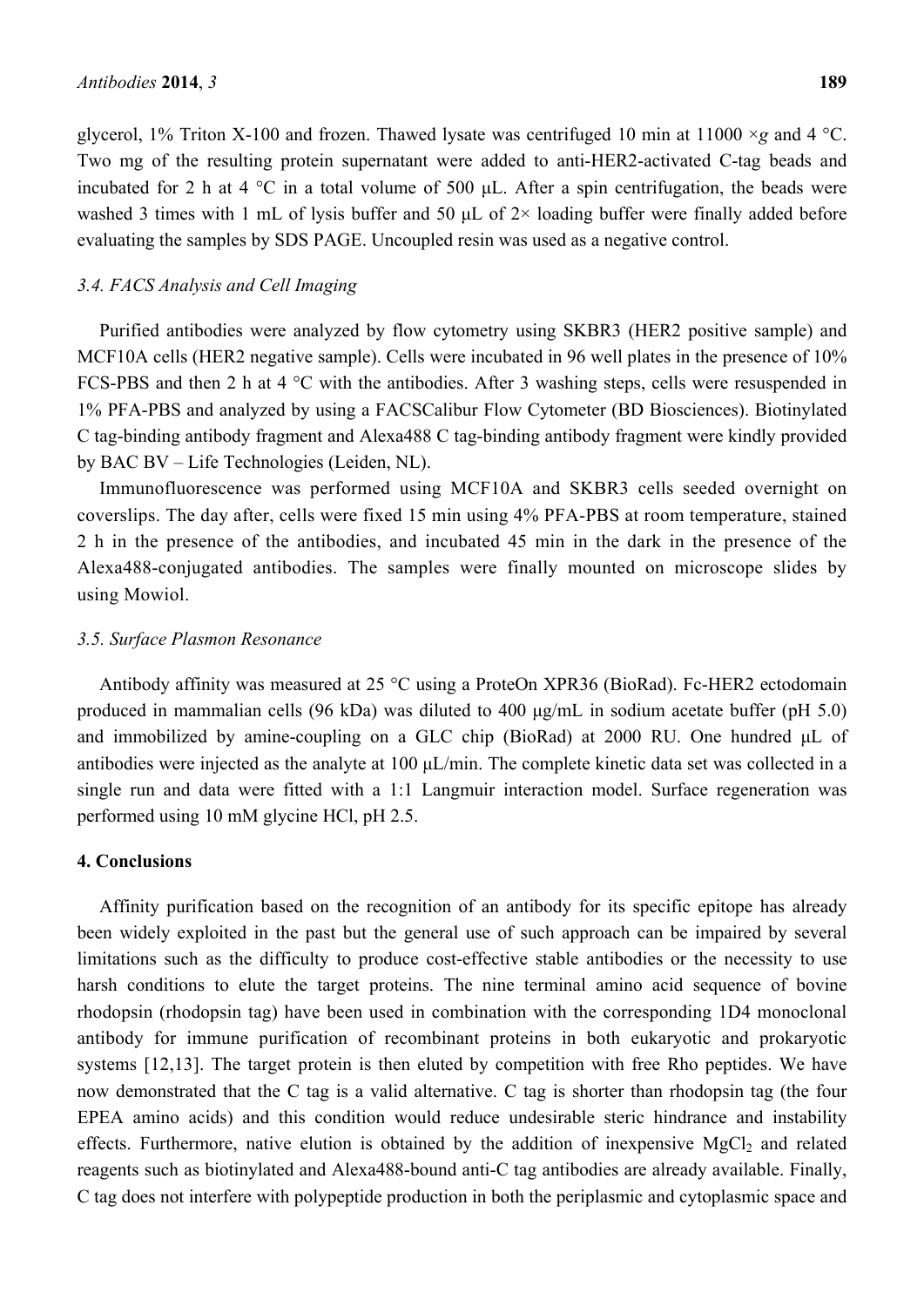glycerol, 1% Triton X-100 and frozen. Thawed lysate was centrifuged 10 min at 11000 ×*g* and 4 °C. Two mg of the resulting protein supernatant were added to anti-HER2-activated C-tag beads and incubated for 2 h at 4 °C in a total volume of 500 μL. After a spin centrifugation, the beads were washed 3 times with 1 mL of lysis buffer and 50 μL of 2× loading buffer were finally added before evaluating the samples by SDS PAGE. Uncoupled resin was used as a negative control.

### *3.4. FACS Analysis and Cell Imaging*

Purified antibodies were analyzed by flow cytometry using SKBR3 (HER2 positive sample) and MCF10A cells (HER2 negative sample). Cells were incubated in 96 well plates in the presence of 10% FCS-PBS and then 2 h at 4 °C with the antibodies. After 3 washing steps, cells were resuspended in 1% PFA-PBS and analyzed by using a FACSCalibur Flow Cytometer (BD Biosciences). Biotinylated C tag-binding antibody fragment and Alexa488 C tag-binding antibody fragment were kindly provided by BAC BV – Life Technologies (Leiden, NL).

Immunofluorescence was performed using MCF10A and SKBR3 cells seeded overnight on coverslips. The day after, cells were fixed 15 min using 4% PFA-PBS at room temperature, stained 2 h in the presence of the antibodies, and incubated 45 min in the dark in the presence of the Alexa488-conjugated antibodies. The samples were finally mounted on microscope slides by using Mowiol.

### *3.5. Surface Plasmon Resonance*

Antibody affinity was measured at 25 °C using a ProteOn XPR36 (BioRad). Fc-HER2 ectodomain produced in mammalian cells (96 kDa) was diluted to 400 μg/mL in sodium acetate buffer (pH 5.0) and immobilized by amine-coupling on a GLC chip (BioRad) at 2000 RU. One hundred μL of antibodies were injected as the analyte at 100 μL/min. The complete kinetic data set was collected in a single run and data were fitted with a 1:1 Langmuir interaction model. Surface regeneration was performed using 10 mM glycine HCl, pH 2.5.

## **4. Conclusions**

Affinity purification based on the recognition of an antibody for its specific epitope has already been widely exploited in the past but the general use of such approach can be impaired by several limitations such as the difficulty to produce cost-effective stable antibodies or the necessity to use harsh conditions to elute the target proteins. The nine terminal amino acid sequence of bovine rhodopsin (rhodopsin tag) have been used in combination with the corresponding 1D4 monoclonal antibody for immune purification of recombinant proteins in both eukaryotic and prokaryotic systems [12,13]. The target protein is then eluted by competition with free Rho peptides. We have now demonstrated that the C tag is a valid alternative. C tag is shorter than rhodopsin tag (the four EPEA amino acids) and this condition would reduce undesirable steric hindrance and instability effects. Furthermore, native elution is obtained by the addition of inexpensive $MgCl_2$ and related reagents such as biotinylated and Alexa488-bound anti-C tag antibodies are already available. Finally, C tag does not interfere with polypeptide production in both the periplasmic and cytoplasmic space and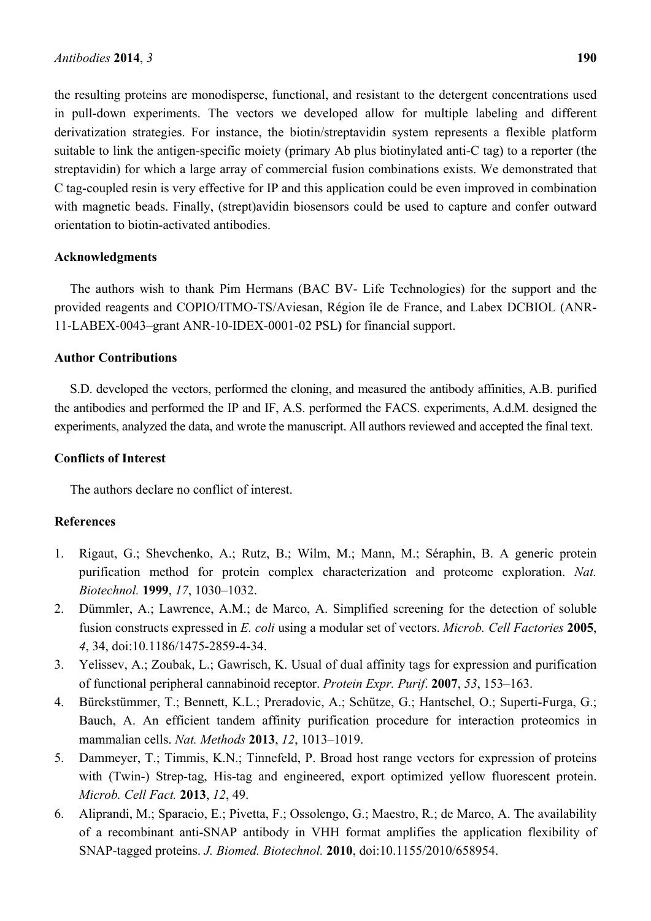the resulting proteins are monodisperse, functional, and resistant to the detergent concentrations used in pull-down experiments. The vectors we developed allow for multiple labeling and different derivatization strategies. For instance, the biotin/streptavidin system represents a flexible platform suitable to link the antigen-specific moiety (primary Ab plus biotinylated anti-C tag) to a reporter (the streptavidin) for which a large array of commercial fusion combinations exists. We demonstrated that C tag-coupled resin is very effective for IP and this application could be even improved in combination with magnetic beads. Finally, (strept)avidin biosensors could be used to capture and confer outward orientation to biotin-activated antibodies.

## Acknowledgments

The authors wish to thank Pim Hermans (BAC BV- Life Technologies) for the support and the provided reagents and COPIO/ITMO-TS/Aviesan, Région île de France, and Labex DCBIOL (ANR-11-LABEX-0043–grant ANR-10-IDEX-0001-02 PSL**)** for financial support.

## Author Contributions

S.D. developed the vectors, performed the cloning, and measured the antibody affinities, A.B. purified the antibodies and performed the IP and IF, A.S. performed the FACS. experiments, A.d.M. designed the experiments, analyzed the data, and wrote the manuscript. All authors reviewed and accepted the final text.

## Conflicts of Interest

The authors declare no conflict of interest.

## References

1. Rigaut, G.; Shevchenko, A.; Rutz, B.; Wilm, M.; Mann, M.; Séraphin, B. A generic protein purification method for protein complex characterization and proteome exploration. *Nat. Biotechnol.* **1999**, *17*, 1030–1032.
2. Dümmler, A.; Lawrence, A.M.; de Marco, A. Simplified screening for the detection of soluble fusion constructs expressed in *E. coli* using a modular set of vectors. *Microb. Cell Factories* **2005**, *4*, 34, doi:10.1186/1475-2859-4-34.
3. Yelissev, A.; Zoubak, L.; Gawrisch, K. Usual of dual affinity tags for expression and purification of functional peripheral cannabinoid receptor. *Protein Expr. Purif*. **2007**, *53*, 153–163.
4. Bürckstümmer, T.; Bennett, K.L.; Preradovic, A.; Schütze, G.; Hantschel, O.; Superti-Furga, G.; Bauch, A. An efficient tandem affinity purification procedure for interaction proteomics in mammalian cells. *Nat. Methods* **2013**, *12*, 1013–1019.
5. Dammeyer, T.; Timmis, K.N.; Tinnefeld, P. Broad host range vectors for expression of proteins with (Twin-) Strep-tag, His-tag and engineered, export optimized yellow fluorescent protein. *Microb. Cell Fact.* **2013**, *12*, 49.
6. Aliprandi, M.; Sparacio, E.; Pivetta, F.; Ossolengo, G.; Maestro, R.; de Marco, A. The availability of a recombinant anti-SNAP antibody in VHH format amplifies the application flexibility of SNAP-tagged proteins. *J. Biomed. Biotechnol.* **2010**, doi:10.1155/2010/658954.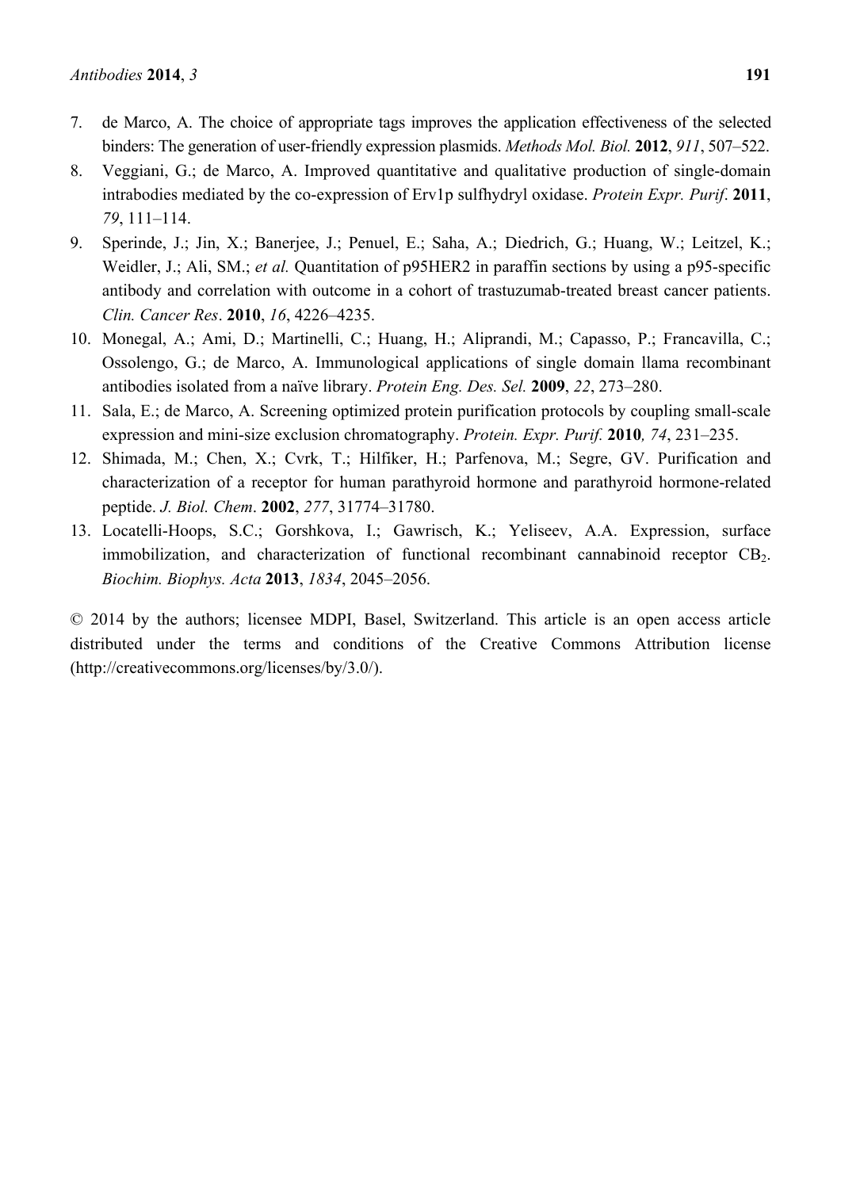7. de Marco, A. The choice of appropriate tags improves the application effectiveness of the selected binders: The generation of user-friendly expression plasmids. *Methods Mol. Biol.* **2012**, *911*, 507–522.
8. Veggiani, G.; de Marco, A. Improved quantitative and qualitative production of single-domain intrabodies mediated by the co-expression of Erv1p sulfhydryl oxidase. *Protein Expr. Purif*. **2011**, *79*, 111–114.
9. Sperinde, J.; Jin, X.; Banerjee, J.; Penuel, E.; Saha, A.; Diedrich, G.; Huang, W.; Leitzel, K.; Weidler, J.; Ali, SM.; *et al.* Quantitation of p95HER2 in paraffin sections by using a p95-specific antibody and correlation with outcome in a cohort of trastuzumab-treated breast cancer patients. *Clin. Cancer Res*. **2010**, *16*, 4226–4235.
10. Monegal, A.; Ami, D.; Martinelli, C.; Huang, H.; Aliprandi, M.; Capasso, P.; Francavilla, C.; Ossolengo, G.; de Marco, A. Immunological applications of single domain llama recombinant antibodies isolated from a naïve library. *Protein Eng. Des. Sel.* **2009**, *22*, 273–280.
11. Sala, E.; de Marco, A. Screening optimized protein purification protocols by coupling small-scale expression and mini-size exclusion chromatography. *Protein. Expr. Purif.* **2010***, 74*, 231–235.
12. Shimada, M.; Chen, X.; Cvrk, T.; Hilfiker, H.; Parfenova, M.; Segre, GV. Purification and characterization of a receptor for human parathyroid hormone and parathyroid hormone-related peptide. *J. Biol. Chem*. **2002**, *277*, 31774–31780.
13. Locatelli-Hoops, S.C.; Gorshkova, I.; Gawrisch, K.; Yeliseev, A.A. Expression, surface immobilization, and characterization of functional recombinant cannabinoid receptor $CB_2$. *Biochim. Biophys. Acta* **2013**, *1834*, 2045–2056.

© 2014 by the authors; licensee MDPI, Basel, Switzerland. This article is an open access article distributed under the terms and conditions of the Creative Commons Attribution license (http://creativecommons.org/licenses/by/3.0/).